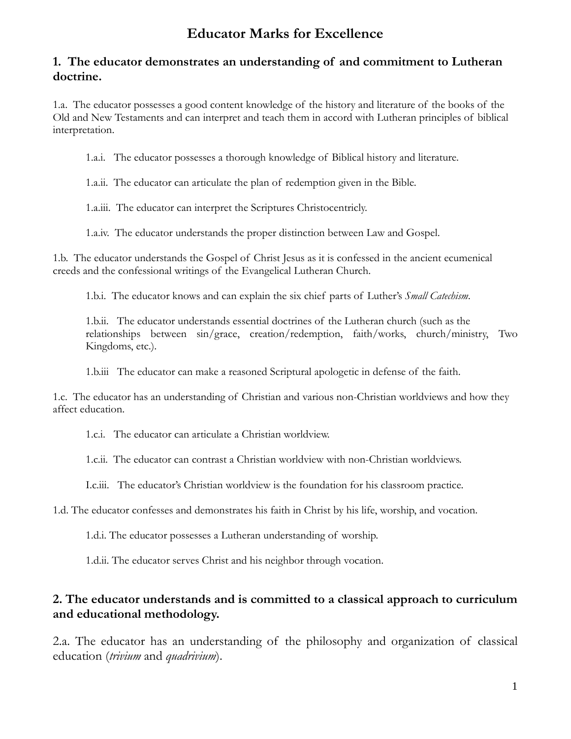# Educator Marks for Excellence

## 1. The educator demonstrates an understanding of and commitment to Lutheran doctrine.

1.a. The educator possesses a good content knowledge of the history and literature of the books of the Old and New Testaments and can interpret and teach them in accord with Lutheran principles of biblical interpretation.

> 1.a.i. The educator possesses a thorough knowledge of Biblical history and literature.
>
> 1.a.ii. The educator can articulate the plan of redemption given in the Bible.
>
> 1.a.iii. The educator can interpret the Scriptures Christocentricly.
>
> 1.a.iv. The educator understands the proper distinction between Law and Gospel.

1.b. The educator understands the Gospel of Christ Jesus as it is confessed in the ancient ecumenical creeds and the confessional writings of the Evangelical Lutheran Church.

> 1.b.i. The educator knows and can explain the six chief parts of Luther's *Small Catechism*.
>
> 1.b.ii. The educator understands essential doctrines of the Lutheran church (such as the relationships between sin/grace, creation/redemption, faith/works, church/ministry, Two Kingdoms, etc.).
>
> 1.b.iii The educator can make a reasoned Scriptural apologetic in defense of the faith.

1.c. The educator has an understanding of Christian and various non-Christian worldviews and how they affect education.

> 1.c.i. The educator can articulate a Christian worldview.
>
> 1.c.ii. The educator can contrast a Christian worldview with non-Christian worldviews.
>
> I.c.iii. The educator's Christian worldview is the foundation for his classroom practice.

1.d. The educator confesses and demonstrates his faith in Christ by his life, worship, and vocation.

> 1.d.i. The educator possesses a Lutheran understanding of worship.
>
> 1.d.ii. The educator serves Christ and his neighbor through vocation.

## 2. The educator understands and is committed to a classical approach to curriculum and educational methodology.

2.a. The educator has an understanding of the philosophy and organization of classical education (*trivium* and *quadrivium*).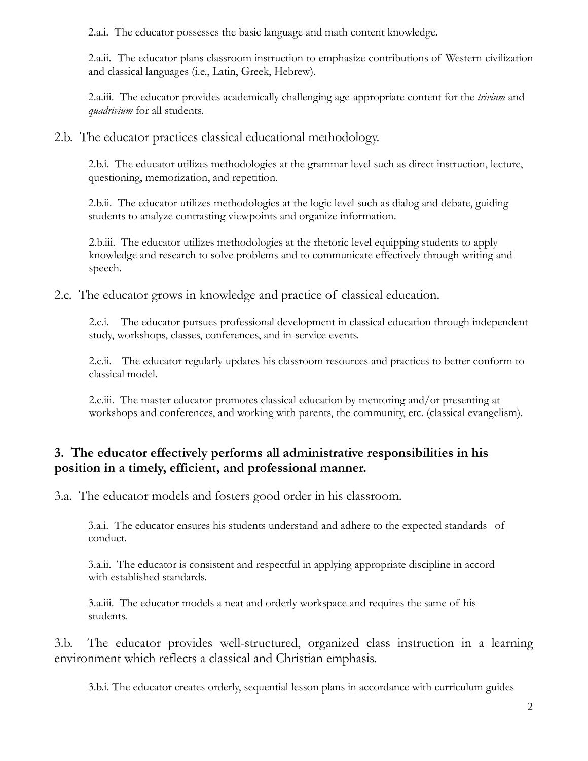2.a.i. The educator possesses the basic language and math content knowledge.

2.a.ii. The educator plans classroom instruction to emphasize contributions of Western civilization and classical languages (i.e., Latin, Greek, Hebrew).

2.a.iii. The educator provides academically challenging age-appropriate content for the *trivium* and *quadrivium* for all students.

2.b. The educator practices classical educational methodology.

2.b.i. The educator utilizes methodologies at the grammar level such as direct instruction, lecture, questioning, memorization, and repetition.

2.b.ii. The educator utilizes methodologies at the logic level such as dialog and debate, guiding students to analyze contrasting viewpoints and organize information.

2.b.iii. The educator utilizes methodologies at the rhetoric level equipping students to apply knowledge and research to solve problems and to communicate effectively through writing and speech.

2.c. The educator grows in knowledge and practice of classical education.

2.c.i. The educator pursues professional development in classical education through independent study, workshops, classes, conferences, and in-service events.

2.c.ii. The educator regularly updates his classroom resources and practices to better conform to classical model.

2.c.iii. The master educator promotes classical education by mentoring and/or presenting at workshops and conferences, and working with parents, the community, etc. (classical evangelism).

**3. The educator effectively performs all administrative responsibilities in his position in a timely, efficient, and professional manner.**

3.a. The educator models and fosters good order in his classroom.

3.a.i. The educator ensures his students understand and adhere to the expected standards of conduct.

3.a.ii. The educator is consistent and respectful in applying appropriate discipline in accord with established standards.

3.a.iii. The educator models a neat and orderly workspace and requires the same of his students.

3.b. The educator provides well-structured, organized class instruction in a learning environment which reflects a classical and Christian emphasis.

3.b.i. The educator creates orderly, sequential lesson plans in accordance with curriculum guides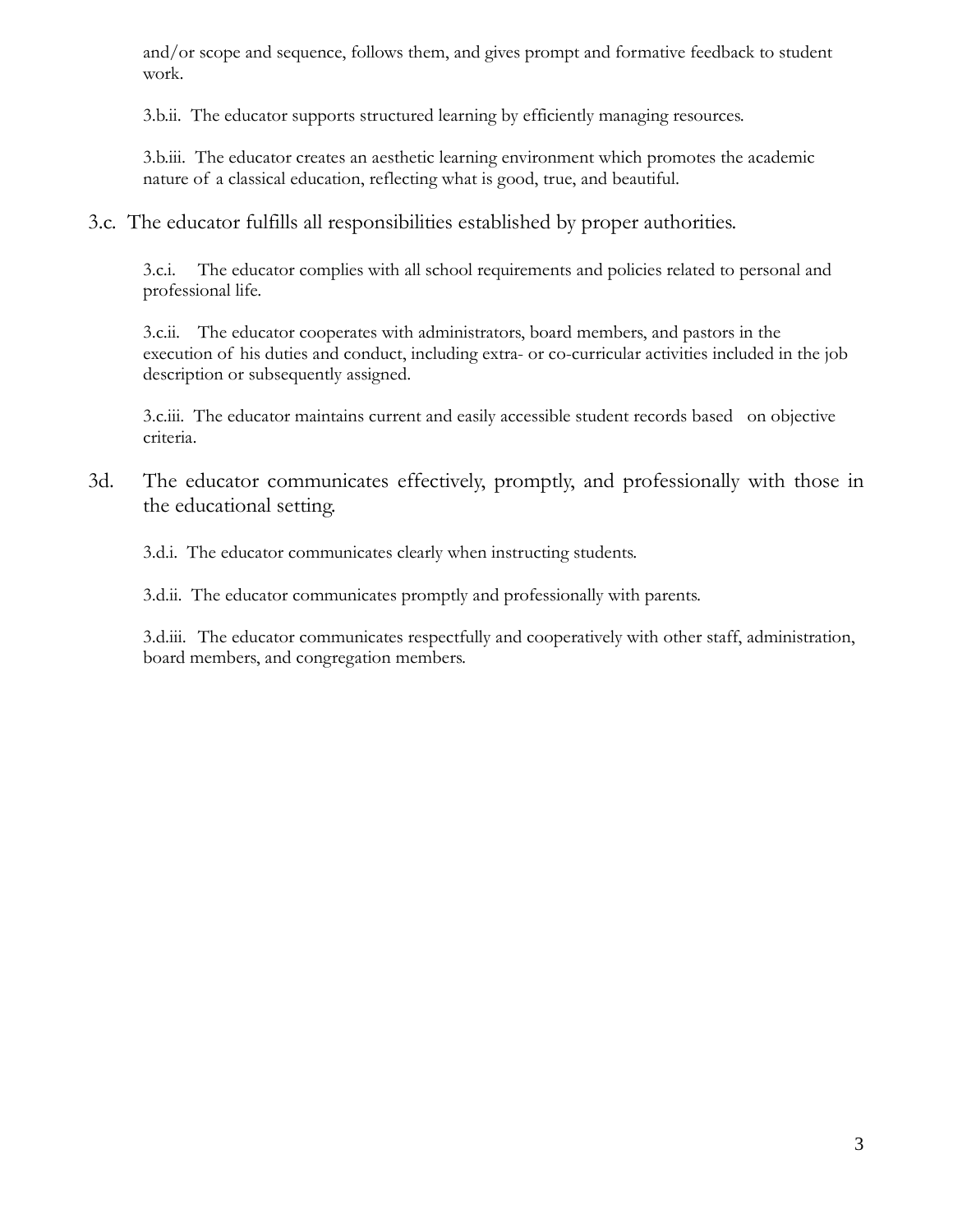and/or scope and sequence, follows them, and gives prompt and formative feedback to student work.

3.b.ii. The educator supports structured learning by efficiently managing resources.

3.b.iii. The educator creates an aesthetic learning environment which promotes the academic nature of a classical education, reflecting what is good, true, and beautiful.

## 3.c. The educator fulfills all responsibilities established by proper authorities.

3.c.i. The educator complies with all school requirements and policies related to personal and professional life.

3.c.ii. The educator cooperates with administrators, board members, and pastors in the execution of his duties and conduct, including extra- or co-curricular activities included in the job description or subsequently assigned.

3.c.iii. The educator maintains current and easily accessible student records based on objective criteria.

## 3d. The educator communicates effectively, promptly, and professionally with those in the educational setting.

3.d.i. The educator communicates clearly when instructing students.

3.d.ii. The educator communicates promptly and professionally with parents.

3.d.iii. The educator communicates respectfully and cooperatively with other staff, administration, board members, and congregation members.